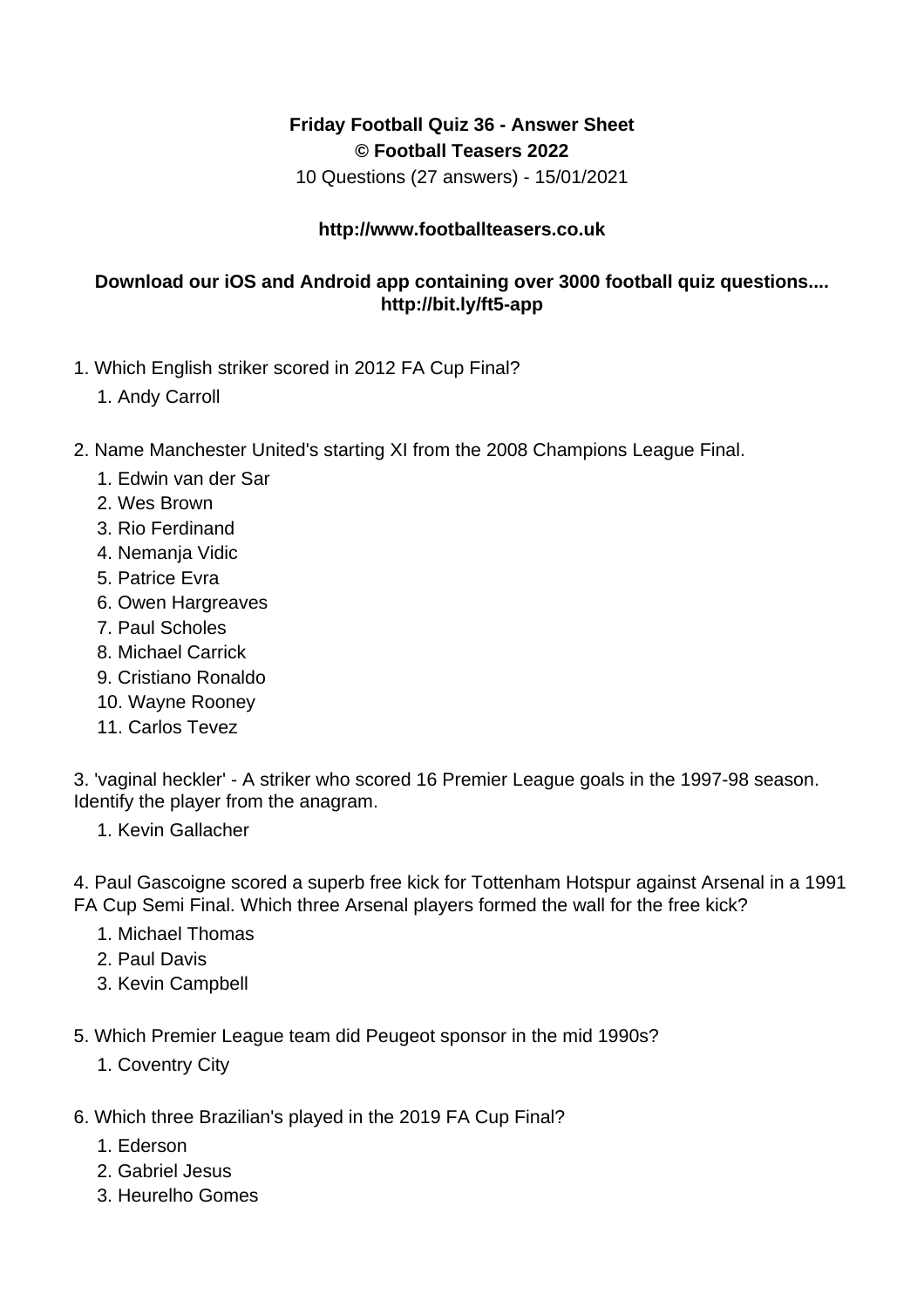**Friday Football Quiz 36 - Answer Sheet**
**© Football Teasers 2022**
10 Questions (27 answers) - 15/01/2021

**http://www.footballteasers.co.uk**

**Download our iOS and Android app containing over 3000 football quiz questions.... http://bit.ly/ft5-app**

1. Which English striker scored in 2012 FA Cup Final?
    1. Andy Carroll

2. Name Manchester United's starting XI from the 2008 Champions League Final.
    1. Edwin van der Sar
    2. Wes Brown
    3. Rio Ferdinand
    4. Nemanja Vidic
    5. Patrice Evra
    6. Owen Hargreaves
    7. Paul Scholes
    8. Michael Carrick
    9. Cristiano Ronaldo
    10. Wayne Rooney
    11. Carlos Tevez

3. 'vaginal heckler' - A striker who scored 16 Premier League goals in the 1997-98 season. Identify the player from the anagram.
    1. Kevin Gallacher

4. Paul Gascoigne scored a superb free kick for Tottenham Hotspur against Arsenal in a 1991 FA Cup Semi Final. Which three Arsenal players formed the wall for the free kick?
    1. Michael Thomas
    2. Paul Davis
    3. Kevin Campbell

5. Which Premier League team did Peugeot sponsor in the mid 1990s?
    1. Coventry City

6. Which three Brazilian's played in the 2019 FA Cup Final?
    1. Ederson
    2. Gabriel Jesus
    3. Heurelho Gomes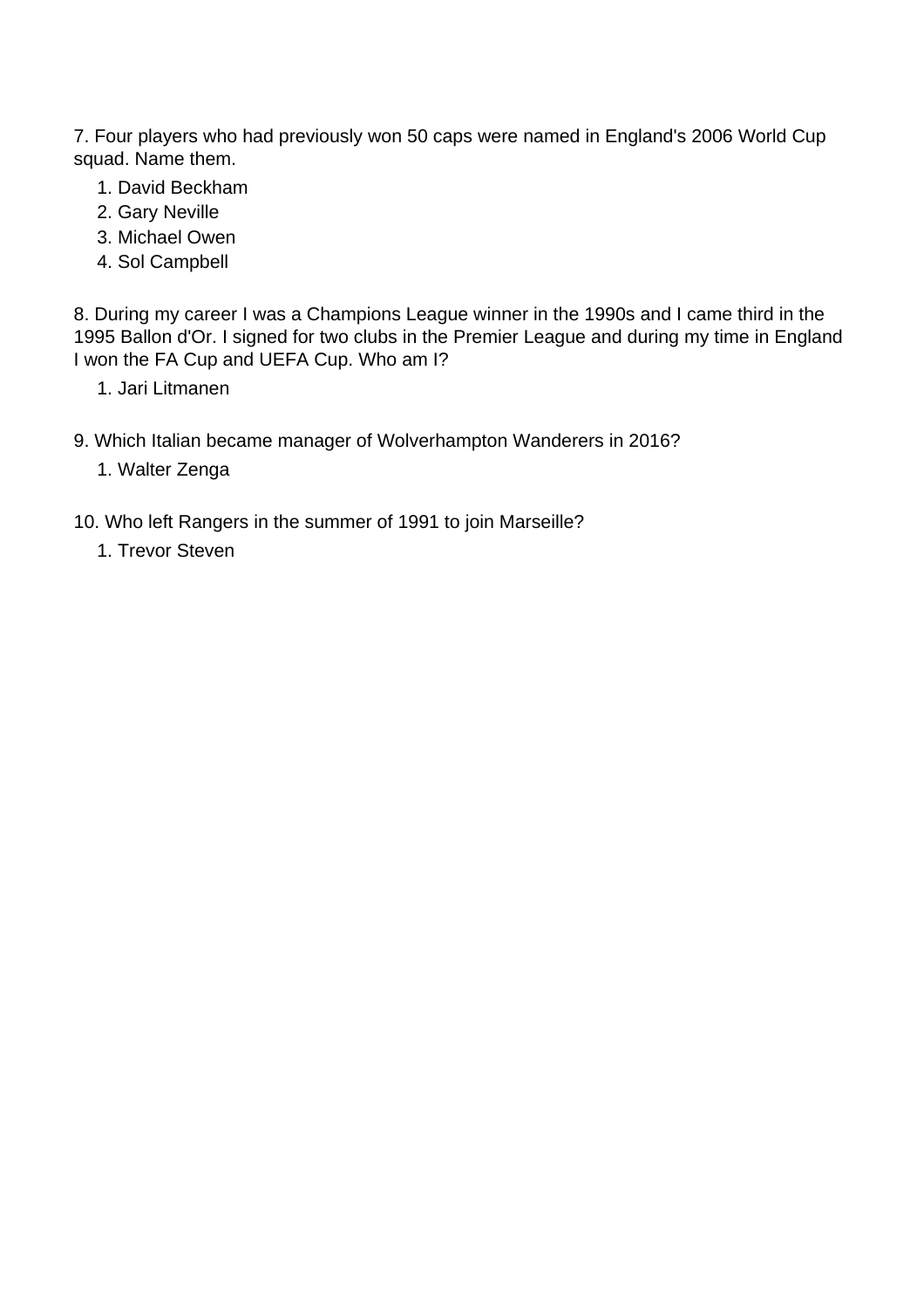7. Four players who had previously won 50 caps were named in England's 2006 World Cup squad. Name them.

1. David Beckham
2. Gary Neville
3. Michael Owen
4. Sol Campbell

8. During my career I was a Champions League winner in the 1990s and I came third in the 1995 Ballon d'Or. I signed for two clubs in the Premier League and during my time in England I won the FA Cup and UEFA Cup. Who am I?

1. Jari Litmanen

9. Which Italian became manager of Wolverhampton Wanderers in 2016?

1. Walter Zenga

10. Who left Rangers in the summer of 1991 to join Marseille?

1. Trevor Steven